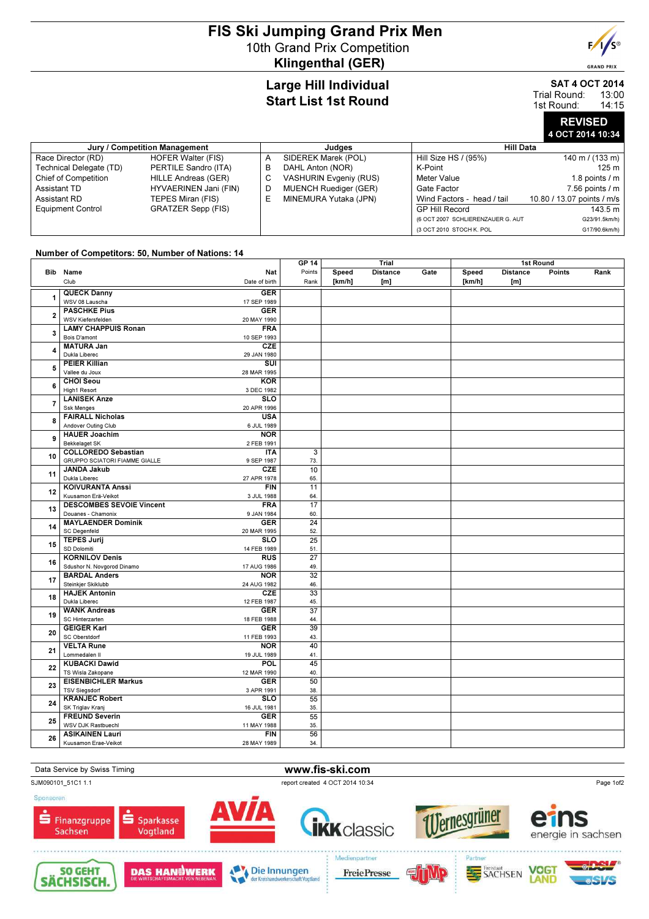# FIS Ski Jumping Grand Prix Men

## 10th Grand Prix Competition

## Klingenthal (GER)

### Large Hill Individual
### Start List 1st Round

**SAT 4 OCT 2014**
Trial Round: 13:00
1st Round: 14:15

**REVISED**
**4 OCT 2014 10:34**

| Jury / Competition Management | | | Judges | Hill Data | |
|---|---|---|---|---|---|
| Race Director (RD) | HOFER Walter (FIS) | A | SIDEREK Marek (POL) | Hill Size HS / (95%) | 140 m / (133 m) |
| Technical Delegate (TD) | PERTILE Sandro (ITA) | B | DAHL Anton (NOR) | K-Point | 125 m |
| Chief of Competition | HILLE Andreas (GER) | C | VASHURIN Evgeniy (RUS) | Meter Value | 1.8 points / m |
| Assistant TD | HYVAERINEN Jani (FIN) | D | MUENCH Ruediger (GER) | Gate Factor | 7.56 points / m |
| Assistant RD | TEPES Miran (FIS) | E | MINEMURA Yutaka (JPN) | Wind Factors - head / tail | 10.80 / 13.07 points / m/s |
| Equipment Control | GRATZER Sepp (FIS) | | | GP Hill Record | 143.5 m |
| | | | | (6 OCT 2007 SCHLIERENZAUER G. AUT | G23/91.5km/h) |
| | | | | (3 OCT 2010 STOCH K. POL | G17/90.6km/h) |

**Number of Competitors: 50, Number of Nations: 14**

| Bib | Name / Club | Nat / Date of birth | GP 14 Points / Rank | Trial Speed [km/h] | Trial Distance [m] | Trial Gate | 1st Round Speed [km/h] | 1st Round Distance [m] | 1st Round Points | 1st Round Rank |
|---|---|---|---|---|---|---|---|---|---|---|
| 1 | **QUECK Danny** WSV 08 Lauscha | **GER** 17 SEP 1989 | | | | | | | | |
| 2 | **PASCHKE Pius** WSV Kiefersfelden | **GER** 20 MAY 1990 | | | | | | | | |
| 3 | **LAMY CHAPPUIS Ronan** Bois D'amont | **FRA** 10 SEP 1993 | | | | | | | | |
| 4 | **MATURA Jan** Dukla Liberec | **CZE** 29 JAN 1980 | | | | | | | | |
| 5 | **PEIER Killian** Vallee du Joux | **SUI** 28 MAR 1995 | | | | | | | | |
| 6 | **CHOI Seou** High1 Resort | **KOR** 3 DEC 1982 | | | | | | | | |
| 7 | **LANISEK Anze** Ssk Menges | **SLO** 20 APR 1996 | | | | | | | | |
| 8 | **FAIRALL Nicholas** Andover Outing Club | **USA** 6 JUL 1989 | | | | | | | | |
| 9 | **HAUER Joachim** Bekkelaget SK | **NOR** 2 FEB 1991 | | | | | | | | |
| 10 | **COLLOREDO Sebastian** GRUPPO SCIATORI FIAMME GIALLE | **ITA** 9 SEP 1987 | 3 / 73. | | | | | | | |
| 11 | **JANDA Jakub** Dukla Liberec | **CZE** 27 APR 1978 | 10 / 65. | | | | | | | |
| 12 | **KOIVURANTA Anssi** Kuusamon Erä-Veikot | **FIN** 3 JUL 1988 | 11 / 64. | | | | | | | |
| 13 | **DESCOMBES SEVOIE Vincent** Douanes - Chamonix | **FRA** 9 JAN 1984 | 17 / 60. | | | | | | | |
| 14 | **MAYLAENDER Dominik** SC Degenfeld | **GER** 20 MAR 1995 | 24 / 52. | | | | | | | |
| 15 | **TEPES Jurij** SD Dolomiti | **SLO** 14 FEB 1989 | 25 / 51. | | | | | | | |
| 16 | **KORNILOV Denis** Sdushor N. Novgorod Dinamo | **RUS** 17 AUG 1986 | 27 / 49. | | | | | | | |
| 17 | **BARDAL Anders** Steinkjer Skiklubb | **NOR** 24 AUG 1982 | 32 / 46. | | | | | | | |
| 18 | **HAJEK Antonin** Dukla Liberec | **CZE** 12 FEB 1987 | 33 / 45. | | | | | | | |
| 19 | **WANK Andreas** SC Hinterzarten | **GER** 18 FEB 1988 | 37 / 44. | | | | | | | |
| 20 | **GEIGER Karl** SC Oberstdorf | **GER** 11 FEB 1993 | 39 / 43. | | | | | | | |
| 21 | **VELTA Rune** Lommedalen II | **NOR** 19 JUL 1989 | 40 / 41. | | | | | | | |
| 22 | **KUBACKI Dawid** TS Wisla Zakopane | **POL** 12 MAR 1990 | 45 / 40. | | | | | | | |
| 23 | **EISENBICHLER Markus** TSV Siegsdorf | **GER** 3 APR 1991 | 50 / 38. | | | | | | | |
| 24 | **KRANJEC Robert** SK Triglav Kranj | **SLO** 16 JUL 1981 | 55 / 35. | | | | | | | |
| 25 | **FREUND Severin** WSV DJK Rastbuechl | **GER** 11 MAY 1988 | 55 / 35. | | | | | | | |
| 26 | **ASIKAINEN Lauri** Kuusamon Erae-Veikot | **FIN** 28 MAY 1989 | 56 / 34. | | | | | | | |

Data Service by Swiss Timing — www.fis-ski.com

SJM090101_51C1 1.1 — report created 4 OCT 2014 10:34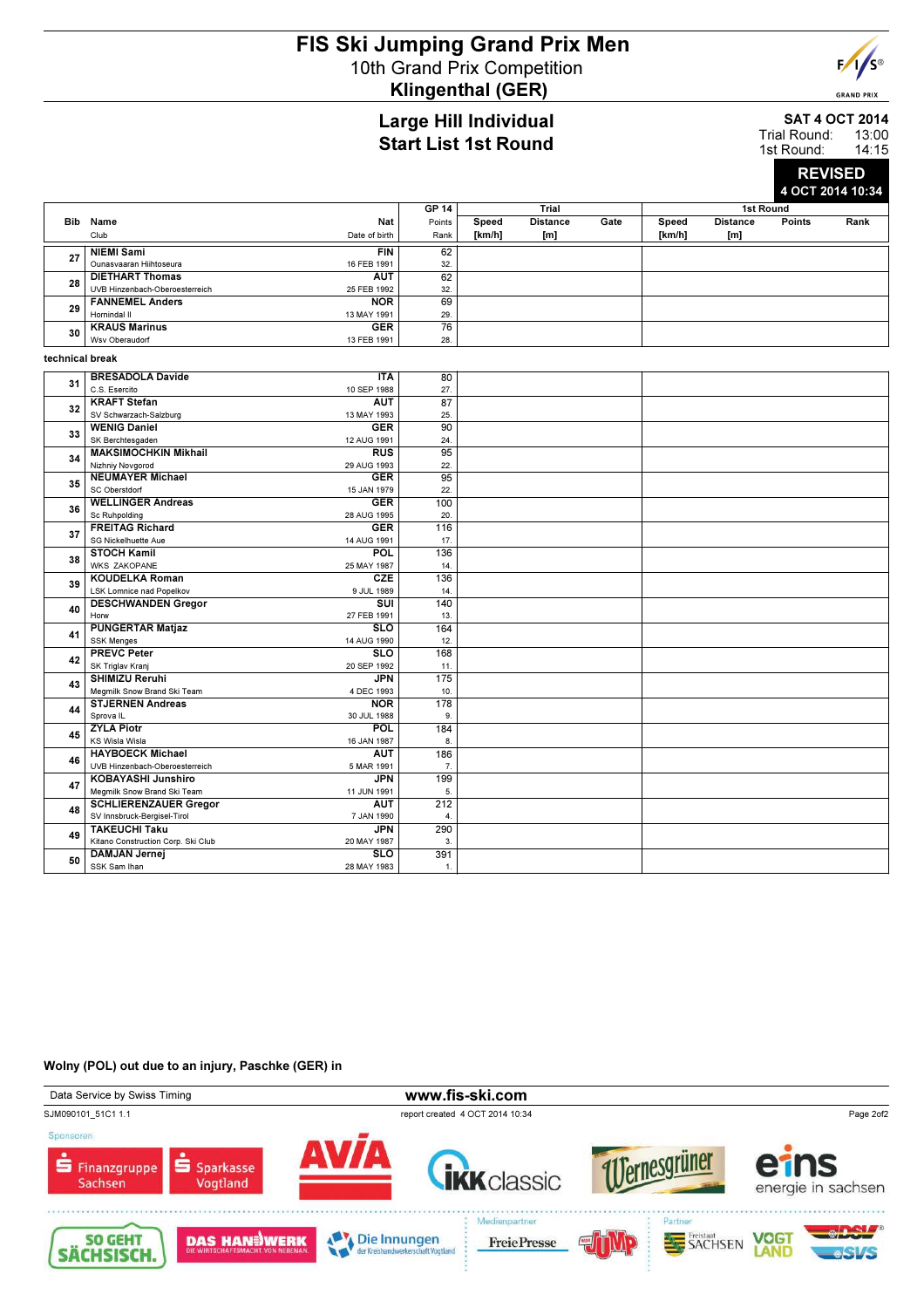# FIS Ski Jumping Grand Prix Men

## 10th Grand Prix Competition

## Klingenthal (GER)

### Large Hill Individual
### Start List 1st Round

SAT 4 OCT 2014
Trial Round: 13:00
1st Round: 14:15

**REVISED**
4 OCT 2014 10:34

| Bib | Name / Club | Nat / Date of birth | GP 14 Points / Rank | Trial Speed [km/h] | Trial Distance [m] | Trial Gate | 1st Round Speed [km/h] | 1st Round Distance [m] | 1st Round Points | 1st Round Rank |
|---|---|---|---|---|---|---|---|---|---|---|
| 27 | NIEMI Sami / Ounasvaaran Hiihtoseura | FIN / 16 FEB 1991 | 62 / 32. | | | | | | | |
| 28 | DIETHART Thomas / UVB Hinzenbach-Oberoesterreich | AUT / 25 FEB 1992 | 62 / 32. | | | | | | | |
| 29 | FANNEMEL Anders / Hornindal Il | NOR / 13 MAY 1991 | 69 / 29. | | | | | | | |
| 30 | KRAUS Marinus / Wsv Oberaudorf | GER / 13 FEB 1991 | 76 / 28. | | | | | | | |
| technical break | | | | | | | | | | |
| 31 | BRESADOLA Davide / C.S. Esercito | ITA / 10 SEP 1988 | 80 / 27. | | | | | | | |
| 32 | KRAFT Stefan / SV Schwarzach-Salzburg | AUT / 13 MAY 1993 | 87 / 25. | | | | | | | |
| 33 | WENIG Daniel / SK Berchtesgaden | GER / 12 AUG 1991 | 90 / 24. | | | | | | | |
| 34 | MAKSIMOCHKIN Mikhail / Nizhniy Novgorod | RUS / 29 AUG 1993 | 95 / 22. | | | | | | | |
| 35 | NEUMAYER Michael / SC Oberstdorf | GER / 15 JAN 1979 | 95 / 22. | | | | | | | |
| 36 | WELLINGER Andreas / Sc Ruhpolding | GER / 28 AUG 1995 | 100 / 20. | | | | | | | |
| 37 | FREITAG Richard / SG Nickelhuette Aue | GER / 14 AUG 1991 | 116 / 17. | | | | | | | |
| 38 | STOCH Kamil / WKS ZAKOPANE | POL / 25 MAY 1987 | 136 / 14. | | | | | | | |
| 39 | KOUDELKA Roman / LSK Lomnice nad Popelkov | CZE / 9 JUL 1989 | 136 / 14. | | | | | | | |
| 40 | DESCHWANDEN Gregor / Horw | SUI / 27 FEB 1991 | 140 / 13. | | | | | | | |
| 41 | PUNGERTAR Matjaz / SSK Menges | SLO / 14 AUG 1990 | 164 / 12. | | | | | | | |
| 42 | PREVC Peter / SK Triglav Kranj | SLO / 20 SEP 1992 | 168 / 11. | | | | | | | |
| 43 | SHIMIZU Reruhi / Megmilk Snow Brand Ski Team | JPN / 4 DEC 1993 | 175 / 10. | | | | | | | |
| 44 | STJERNEN Andreas / Sprova IL | NOR / 30 JUL 1988 | 178 / 9. | | | | | | | |
| 45 | ZYLA Piotr / KS Wisla Wisla | POL / 16 JAN 1987 | 184 / 8. | | | | | | | |
| 46 | HAYBOECK Michael / UVB Hinzenbach-Oberoesterreich | AUT / 5 MAR 1991 | 186 / 7. | | | | | | | |
| 47 | KOBAYASHI Junshiro / Megmilk Snow Brand Ski Team | JPN / 11 JUN 1991 | 199 / 5. | | | | | | | |
| 48 | SCHLIERENZAUER Gregor / SV Innsbruck-Bergisel-Tirol | AUT / 7 JAN 1990 | 212 / 4. | | | | | | | |
| 49 | TAKEUCHI Taku / Kitano Construction Corp. Ski Club | JPN / 20 MAY 1987 | 290 / 3. | | | | | | | |
| 50 | DAMJAN Jernej / SSK Sam Ihan | SLO / 28 MAY 1983 | 391 / 1. | | | | | | | |

**Wolny (POL) out due to an injury, Paschke (GER) in**

Data Service by Swiss Timing — www.fis-ski.com

SJM090101_51C1 1.1 — report created 4 OCT 2014 10:34